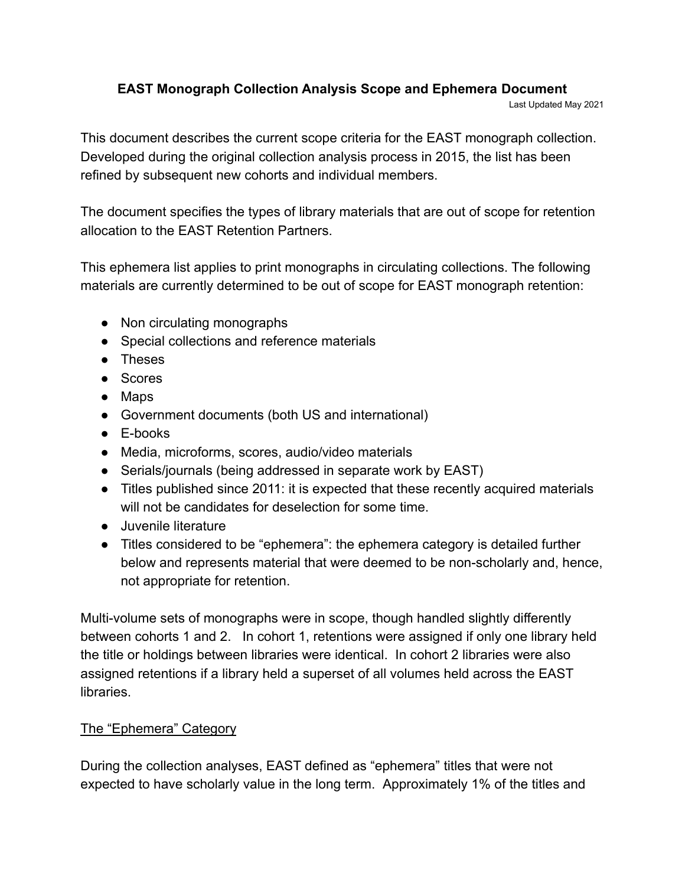# EAST Monograph Collection Analysis Scope and Ephemera Document

Last Updated May 2021

This document describes the current scope criteria for the EAST monograph collection. Developed during the original collection analysis process in 2015, the list has been refined by subsequent new cohorts and individual members.

The document specifies the types of library materials that are out of scope for retention allocation to the EAST Retention Partners.

This ephemera list applies to print monographs in circulating collections. The following materials are currently determined to be out of scope for EAST monograph retention:

- Non circulating monographs
- Special collections and reference materials
- Theses
- Scores
- Maps
- Government documents (both US and international)
- E-books
- Media, microforms, scores, audio/video materials
- Serials/journals (being addressed in separate work by EAST)
- Titles published since 2011: it is expected that these recently acquired materials will not be candidates for deselection for some time.
- Juvenile literature
- Titles considered to be "ephemera": the ephemera category is detailed further below and represents material that were deemed to be non-scholarly and, hence, not appropriate for retention.

Multi-volume sets of monographs were in scope, though handled slightly differently between cohorts 1 and 2. In cohort 1, retentions were assigned if only one library held the title or holdings between libraries were identical. In cohort 2 libraries were also assigned retentions if a library held a superset of all volumes held across the EAST libraries.

## The "Ephemera" Category

During the collection analyses, EAST defined as "ephemera" titles that were not expected to have scholarly value in the long term. Approximately 1% of the titles and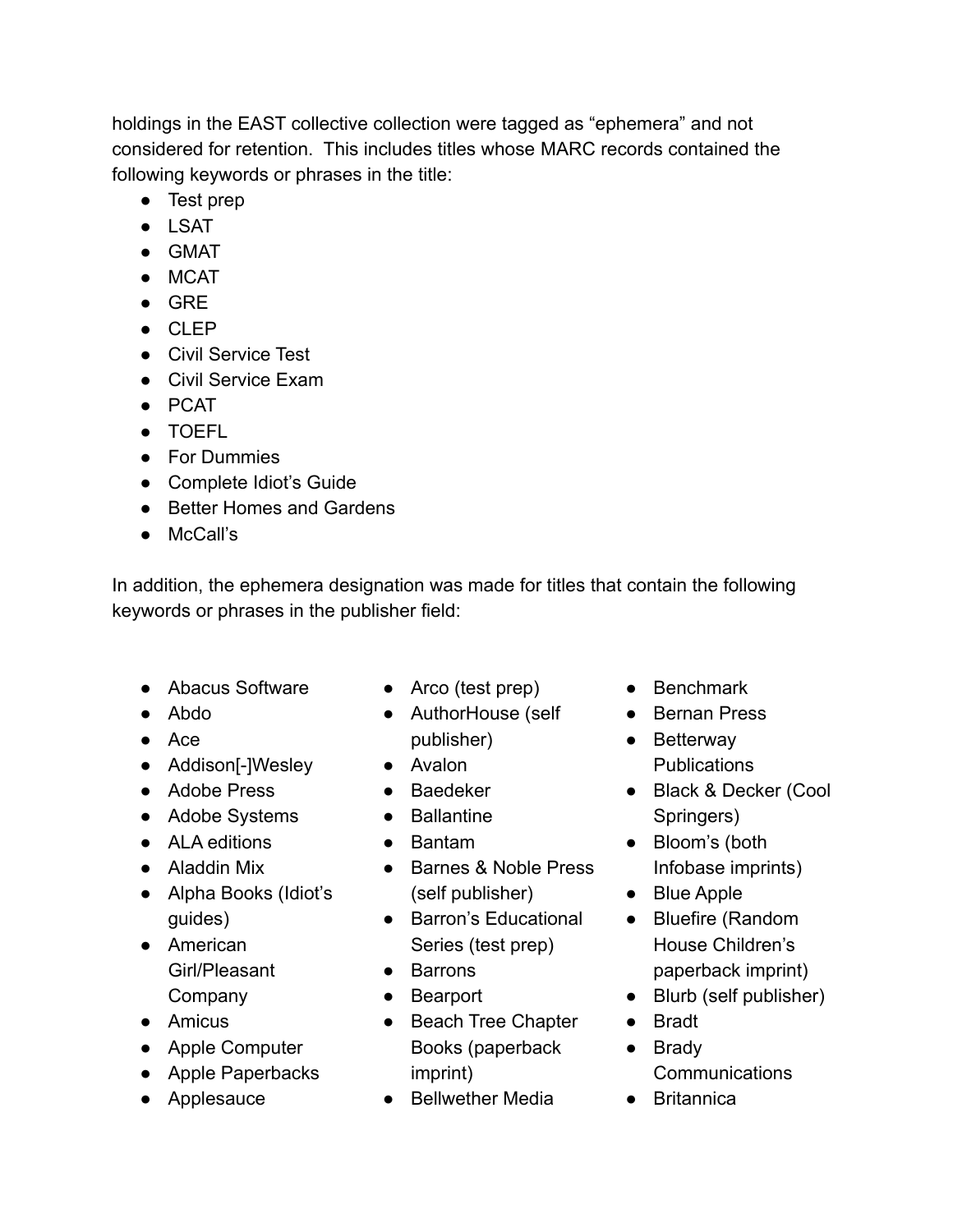holdings in the EAST collective collection were tagged as "ephemera" and not considered for retention. This includes titles whose MARC records contained the following keywords or phrases in the title:

- Test prep
- LSAT
- GMAT
- MCAT
- GRE
- CLEP
- Civil Service Test
- Civil Service Exam
- PCAT
- TOEFL
- For Dummies
- Complete Idiot's Guide
- Better Homes and Gardens
- McCall's

In addition, the ephemera designation was made for titles that contain the following keywords or phrases in the publisher field:

- Abacus Software
- Abdo
- Ace
- Addison[-]Wesley
- Adobe Press
- Adobe Systems
- ALA editions
- Aladdin Mix
- Alpha Books (Idiot's guides)
- American Girl/Pleasant Company
- Amicus
- Apple Computer
- Apple Paperbacks
- Applesauce
- Arco (test prep)
- AuthorHouse (self publisher)
- Avalon
- Baedeker
- Ballantine
- Bantam
- Barnes & Noble Press (self publisher)
- Barron's Educational Series (test prep)
- Barrons
- Bearport
- Beach Tree Chapter Books (paperback imprint)
- Bellwether Media
- Benchmark
- Bernan Press
- Betterway Publications
- Black & Decker (Cool Springers)
- Bloom's (both Infobase imprints)
- Blue Apple
- Bluefire (Random House Children's paperback imprint)
- Blurb (self publisher)
- Bradt
- Brady Communications
- Britannica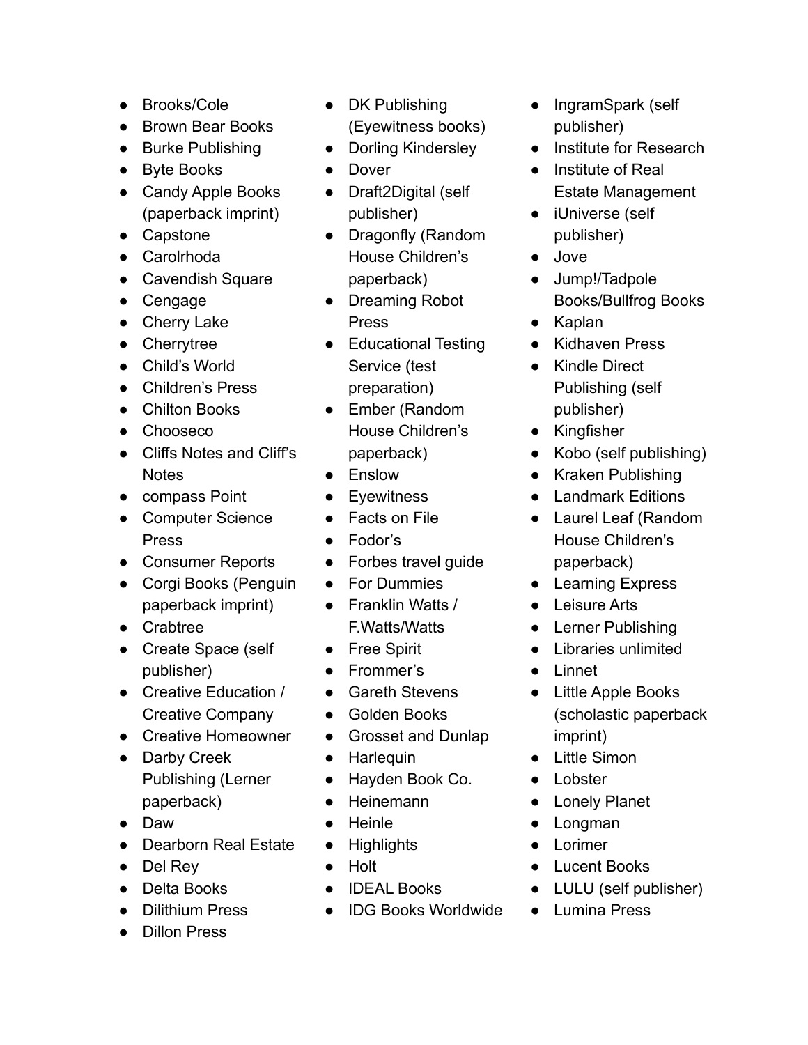- Brooks/Cole
- Brown Bear Books
- Burke Publishing
- Byte Books
- Candy Apple Books (paperback imprint)
- Capstone
- Carolrhoda
- Cavendish Square
- Cengage
- Cherry Lake
- Cherrytree
- Child's World
- Children's Press
- Chilton Books
- Chooseco
- Cliffs Notes and Cliff's Notes
- compass Point
- Computer Science Press
- Consumer Reports
- Corgi Books (Penguin paperback imprint)
- Crabtree
- Create Space (self publisher)
- Creative Education / Creative Company
- Creative Homeowner
- Darby Creek Publishing (Lerner paperback)
- Daw
- Dearborn Real Estate
- Del Rey
- Delta Books
- Dilithium Press
- Dillon Press
- DK Publishing (Eyewitness books)
- Dorling Kindersley
- Dover
- Draft2Digital (self publisher)
- Dragonfly (Random House Children's paperback)
- Dreaming Robot Press
- Educational Testing Service (test preparation)
- Ember (Random House Children's paperback)
- Enslow
- Eyewitness
- Facts on File
- Fodor's
- Forbes travel guide
- For Dummies
- Franklin Watts / F.Watts/Watts
- Free Spirit
- Frommer's
- Gareth Stevens
- Golden Books
- Grosset and Dunlap
- Harlequin
- Hayden Book Co.
- Heinemann
- Heinle
- Highlights
- Holt
- IDEAL Books
- IDG Books Worldwide
- IngramSpark (self publisher)
- Institute for Research
- Institute of Real Estate Management
- iUniverse (self publisher)
- Jove
- Jump!/Tadpole Books/Bullfrog Books
- Kaplan
- Kidhaven Press
- Kindle Direct Publishing (self publisher)
- Kingfisher
- Kobo (self publishing)
- Kraken Publishing
- Landmark Editions
- Laurel Leaf (Random House Children's paperback)
- Learning Express
- Leisure Arts
- Lerner Publishing
- Libraries unlimited
- Linnet
- Little Apple Books (scholastic paperback imprint)
- Little Simon
- Lobster
- Lonely Planet
- Longman
- Lorimer
- Lucent Books
- LULU (self publisher)
- Lumina Press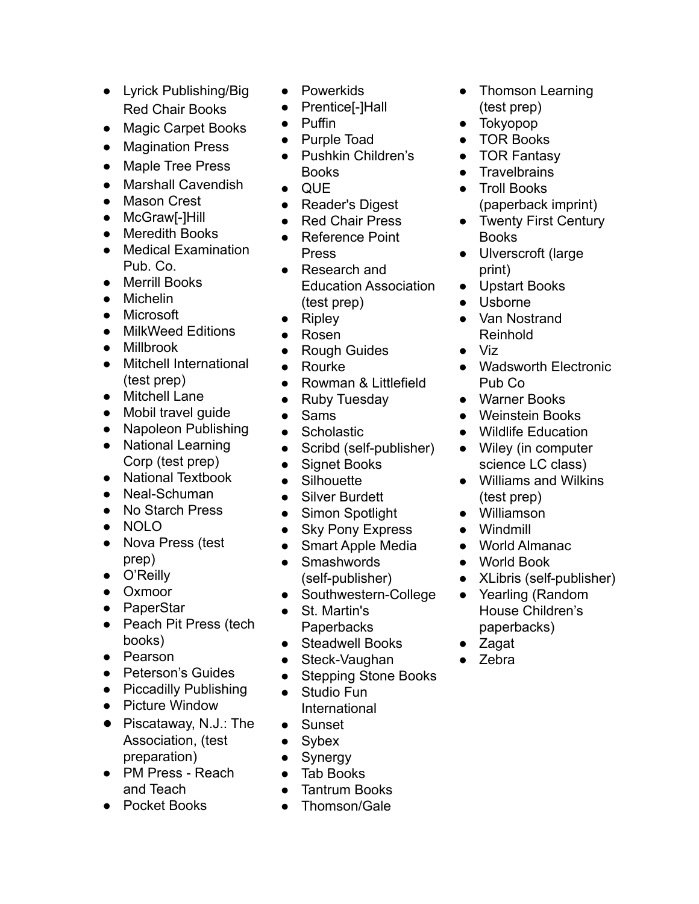- Lyrick Publishing/Big Red Chair Books
- Magic Carpet Books
- Magination Press
- Maple Tree Press
- Marshall Cavendish
- Mason Crest
- McGraw[-]Hill
- Meredith Books
- Medical Examination Pub. Co.
- Merrill Books
- Michelin
- Microsoft
- MilkWeed Editions
- Millbrook
- Mitchell International (test prep)
- Mitchell Lane
- Mobil travel guide
- Napoleon Publishing
- National Learning Corp (test prep)
- National Textbook
- Neal-Schuman
- No Starch Press
- NOLO
- Nova Press (test prep)
- O'Reilly
- Oxmoor
- PaperStar
- Peach Pit Press (tech books)
- Pearson
- Peterson's Guides
- Piccadilly Publishing
- Picture Window
- Piscataway, N.J.: The Association, (test preparation)
- PM Press - Reach and Teach
- Pocket Books
- Powerkids
- Prentice[-]Hall
- Puffin
- Purple Toad
- Pushkin Children's Books
- QUE
- Reader's Digest
- Red Chair Press
- Reference Point Press
- Research and Education Association (test prep)
- Ripley
- Rosen
- Rough Guides
- Rourke
- Rowman & Littlefield
- Ruby Tuesday
- Sams
- Scholastic
- Scribd (self-publisher)
- Signet Books
- Silhouette
- Silver Burdett
- Simon Spotlight
- Sky Pony Express
- Smart Apple Media
- Smashwords (self-publisher)
- Southwestern-College
- St. Martin's Paperbacks
- Steadwell Books
- Steck-Vaughan
- Stepping Stone Books
- Studio Fun International
- Sunset
- Sybex
- Synergy
- Tab Books
- Tantrum Books
- Thomson/Gale
- Thomson Learning (test prep)
- Tokyopop
- TOR Books
- TOR Fantasy
- Travelbrains
- Troll Books (paperback imprint)
- Twenty First Century Books
- Ulverscroft (large print)
- Upstart Books
- Usborne
- Van Nostrand Reinhold
- Viz
- Wadsworth Electronic Pub Co
- Warner Books
- Weinstein Books
- Wildlife Education
- Wiley (in computer science LC class)
- Williams and Wilkins (test prep)
- Williamson
- Windmill
- World Almanac
- World Book
- XLibris (self-publisher)
- Yearling (Random House Children's paperbacks)
- Zagat
- Zebra